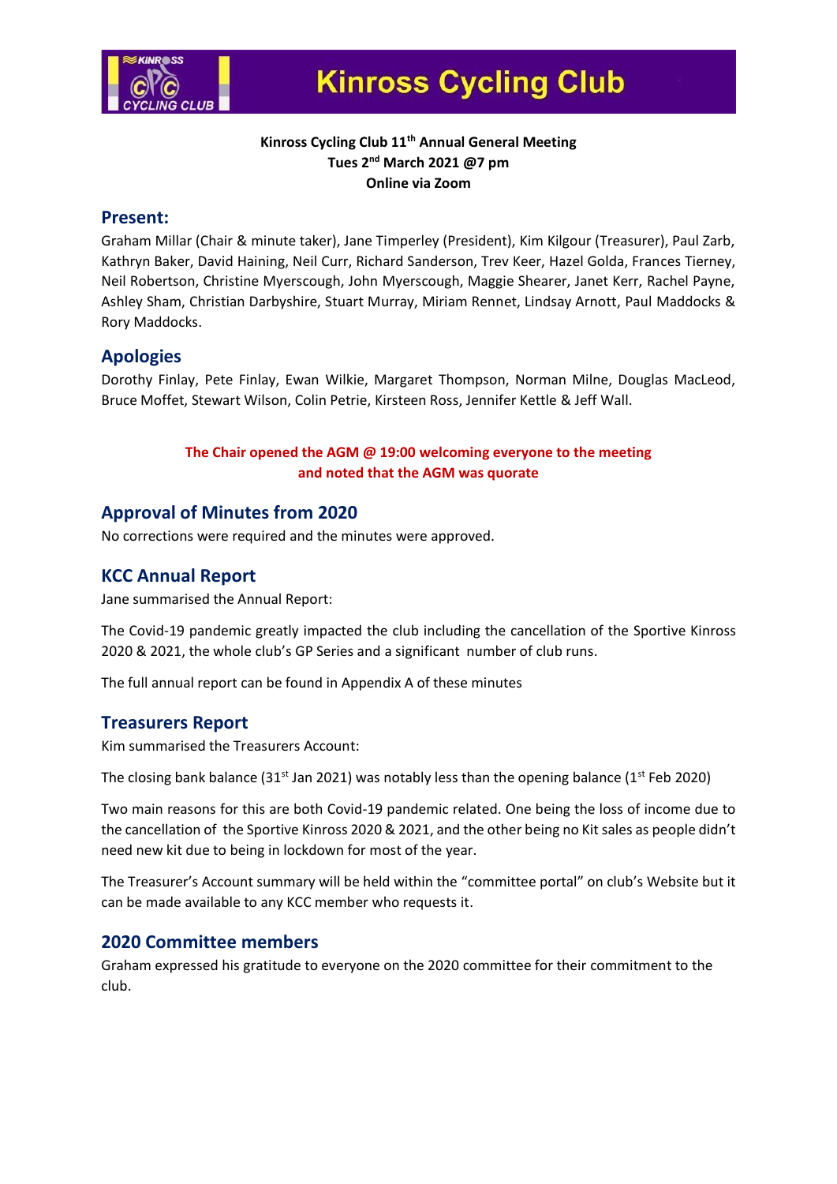# Kinross Cycling Club

**Kinross Cycling Club 11th Annual General Meeting**
**Tues 2nd March 2021 @7 pm**
**Online via Zoom**

## Present:

Graham Millar (Chair & minute taker), Jane Timperley (President), Kim Kilgour (Treasurer), Paul Zarb, Kathryn Baker, David Haining, Neil Curr, Richard Sanderson, Trev Keer, Hazel Golda, Frances Tierney, Neil Robertson, Christine Myerscough, John Myerscough, Maggie Shearer, Janet Kerr, Rachel Payne, Ashley Sham, Christian Darbyshire, Stuart Murray, Miriam Rennet, Lindsay Arnott, Paul Maddocks & Rory Maddocks.

## Apologies

Dorothy Finlay, Pete Finlay, Ewan Wilkie, Margaret Thompson, Norman Milne, Douglas MacLeod, Bruce Moffet, Stewart Wilson, Colin Petrie, Kirsteen Ross, Jennifer Kettle & Jeff Wall.

**The Chair opened the AGM @ 19:00 welcoming everyone to the meeting and noted that the AGM was quorate**

## Approval of Minutes from 2020

No corrections were required and the minutes were approved.

## KCC Annual Report

Jane summarised the Annual Report:

The Covid-19 pandemic greatly impacted the club including the cancellation of the Sportive Kinross 2020 & 2021, the whole club's GP Series and a significant number of club runs.

The full annual report can be found in Appendix A of these minutes

## Treasurers Report

Kim summarised the Treasurers Account:

The closing bank balance (31st Jan 2021) was notably less than the opening balance (1st Feb 2020)

Two main reasons for this are both Covid-19 pandemic related. One being the loss of income due to the cancellation of the Sportive Kinross 2020 & 2021, and the other being no Kit sales as people didn't need new kit due to being in lockdown for most of the year.

The Treasurer's Account summary will be held within the "committee portal" on club's Website but it can be made available to any KCC member who requests it.

## 2020 Committee members

Graham expressed his gratitude to everyone on the 2020 committee for their commitment to the club.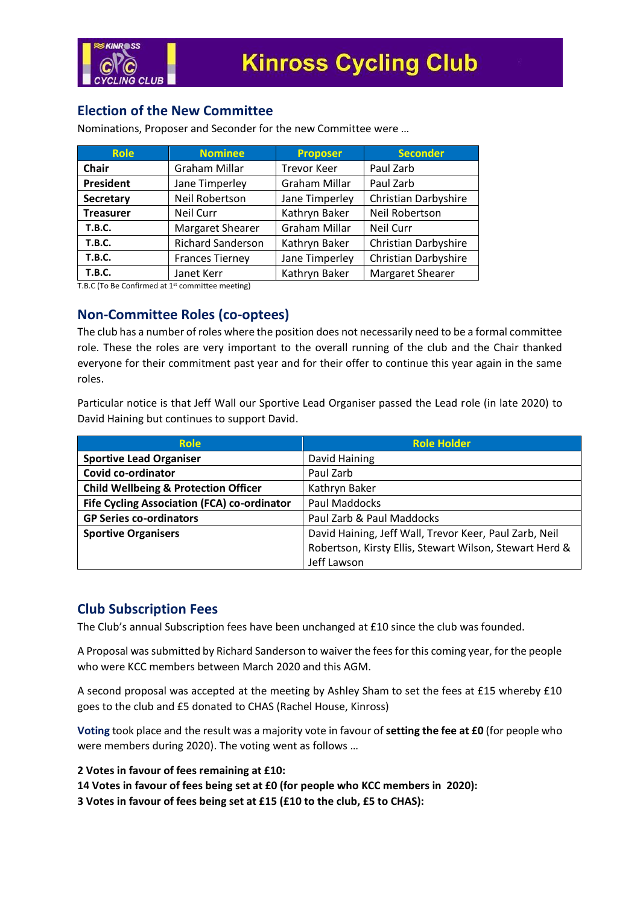## Election of the New Committee

Nominations, Proposer and Seconder for the new Committee were …

| Role | Nominee | Proposer | Seconder |
|---|---|---|---|
| **Chair** | Graham Millar | Trevor Keer | Paul Zarb |
| **President** | Jane Timperley | Graham Millar | Paul Zarb |
| **Secretary** | Neil Robertson | Jane Timperley | Christian Darbyshire |
| **Treasurer** | Neil Curr | Kathryn Baker | Neil Robertson |
| **T.B.C.** | Margaret Shearer | Graham Millar | Neil Curr |
| **T.B.C.** | Richard Sanderson | Kathryn Baker | Christian Darbyshire |
| **T.B.C.** | Frances Tierney | Jane Timperley | Christian Darbyshire |
| **T.B.C.** | Janet Kerr | Kathryn Baker | Margaret Shearer |

T.B.C (To Be Confirmed at 1st committee meeting)

## Non-Committee Roles (co-optees)

The club has a number of roles where the position does not necessarily need to be a formal committee role. These the roles are very important to the overall running of the club and the Chair thanked everyone for their commitment past year and for their offer to continue this year again in the same roles.

Particular notice is that Jeff Wall our Sportive Lead Organiser passed the Lead role (in late 2020) to David Haining but continues to support David.

| Role | Role Holder |
|---|---|
| **Sportive Lead Organiser** | David Haining |
| **Covid co-ordinator** | Paul Zarb |
| **Child Wellbeing & Protection Officer** | Kathryn Baker |
| **Fife Cycling Association (FCA) co-ordinator** | Paul Maddocks |
| **GP Series co-ordinators** | Paul Zarb & Paul Maddocks |
| **Sportive Organisers** | David Haining, Jeff Wall, Trevor Keer, Paul Zarb, Neil Robertson, Kirsty Ellis, Stewart Wilson, Stewart Herd & Jeff Lawson |

## Club Subscription Fees

The Club's annual Subscription fees have been unchanged at £10 since the club was founded.

A Proposal was submitted by Richard Sanderson to waiver the fees for this coming year, for the people who were KCC members between March 2020 and this AGM.

A second proposal was accepted at the meeting by Ashley Sham to set the fees at £15 whereby £10 goes to the club and £5 donated to CHAS (Rachel House, Kinross)

**Voting** took place and the result was a majority vote in favour of **setting the fee at £0** (for people who were members during 2020). The voting went as follows …

**2 Votes in favour of fees remaining at £10:**
**14 Votes in favour of fees being set at £0 (for people who KCC members in 2020):**
**3 Votes in favour of fees being set at £15 (£10 to the club, £5 to CHAS):**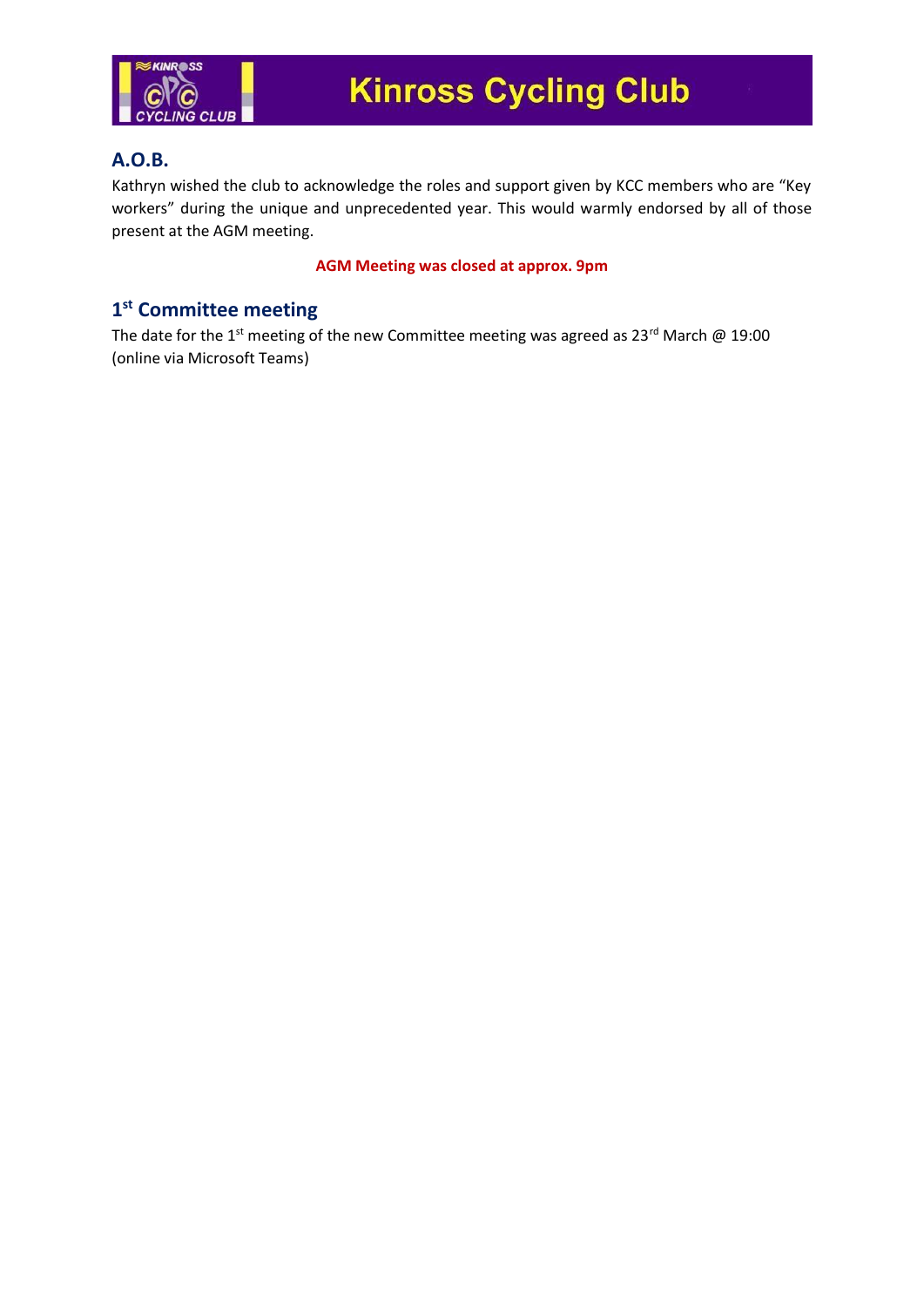## A.O.B.

Kathryn wished the club to acknowledge the roles and support given by KCC members who are "Key workers" during the unique and unprecedented year. This would warmly endorsed by all of those present at the AGM meeting.

**AGM Meeting was closed at approx. 9pm**

## 1st Committee meeting

The date for the 1st meeting of the new Committee meeting was agreed as 23rd March @ 19:00 (online via Microsoft Teams)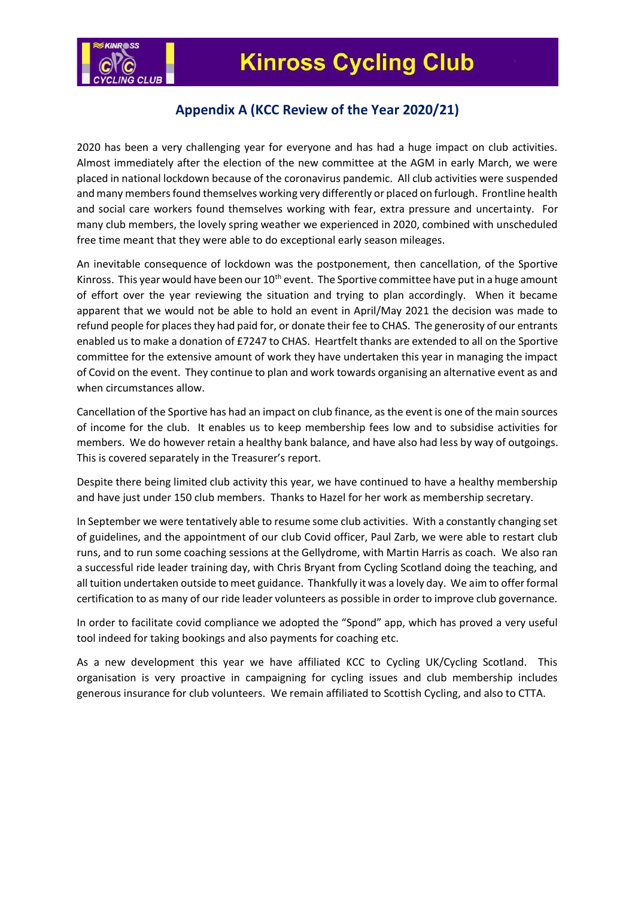# Kinross Cycling Club

## Appendix A (KCC Review of the Year 2020/21)

2020 has been a very challenging year for everyone and has had a huge impact on club activities. Almost immediately after the election of the new committee at the AGM in early March, we were placed in national lockdown because of the coronavirus pandemic. All club activities were suspended and many members found themselves working very differently or placed on furlough. Frontline health and social care workers found themselves working with fear, extra pressure and uncertainty. For many club members, the lovely spring weather we experienced in 2020, combined with unscheduled free time meant that they were able to do exceptional early season mileages.

An inevitable consequence of lockdown was the postponement, then cancellation, of the Sportive Kinross. This year would have been our 10th event. The Sportive committee have put in a huge amount of effort over the year reviewing the situation and trying to plan accordingly. When it became apparent that we would not be able to hold an event in April/May 2021 the decision was made to refund people for places they had paid for, or donate their fee to CHAS. The generosity of our entrants enabled us to make a donation of £7247 to CHAS. Heartfelt thanks are extended to all on the Sportive committee for the extensive amount of work they have undertaken this year in managing the impact of Covid on the event. They continue to plan and work towards organising an alternative event as and when circumstances allow.

Cancellation of the Sportive has had an impact on club finance, as the event is one of the main sources of income for the club. It enables us to keep membership fees low and to subsidise activities for members. We do however retain a healthy bank balance, and have also had less by way of outgoings. This is covered separately in the Treasurer's report.

Despite there being limited club activity this year, we have continued to have a healthy membership and have just under 150 club members. Thanks to Hazel for her work as membership secretary.

In September we were tentatively able to resume some club activities. With a constantly changing set of guidelines, and the appointment of our club Covid officer, Paul Zarb, we were able to restart club runs, and to run some coaching sessions at the Gellydrome, with Martin Harris as coach. We also ran a successful ride leader training day, with Chris Bryant from Cycling Scotland doing the teaching, and all tuition undertaken outside to meet guidance. Thankfully it was a lovely day. We aim to offer formal certification to as many of our ride leader volunteers as possible in order to improve club governance.

In order to facilitate covid compliance we adopted the "Spond" app, which has proved a very useful tool indeed for taking bookings and also payments for coaching etc.

As a new development this year we have affiliated KCC to Cycling UK/Cycling Scotland. This organisation is very proactive in campaigning for cycling issues and club membership includes generous insurance for club volunteers. We remain affiliated to Scottish Cycling, and also to CTTA.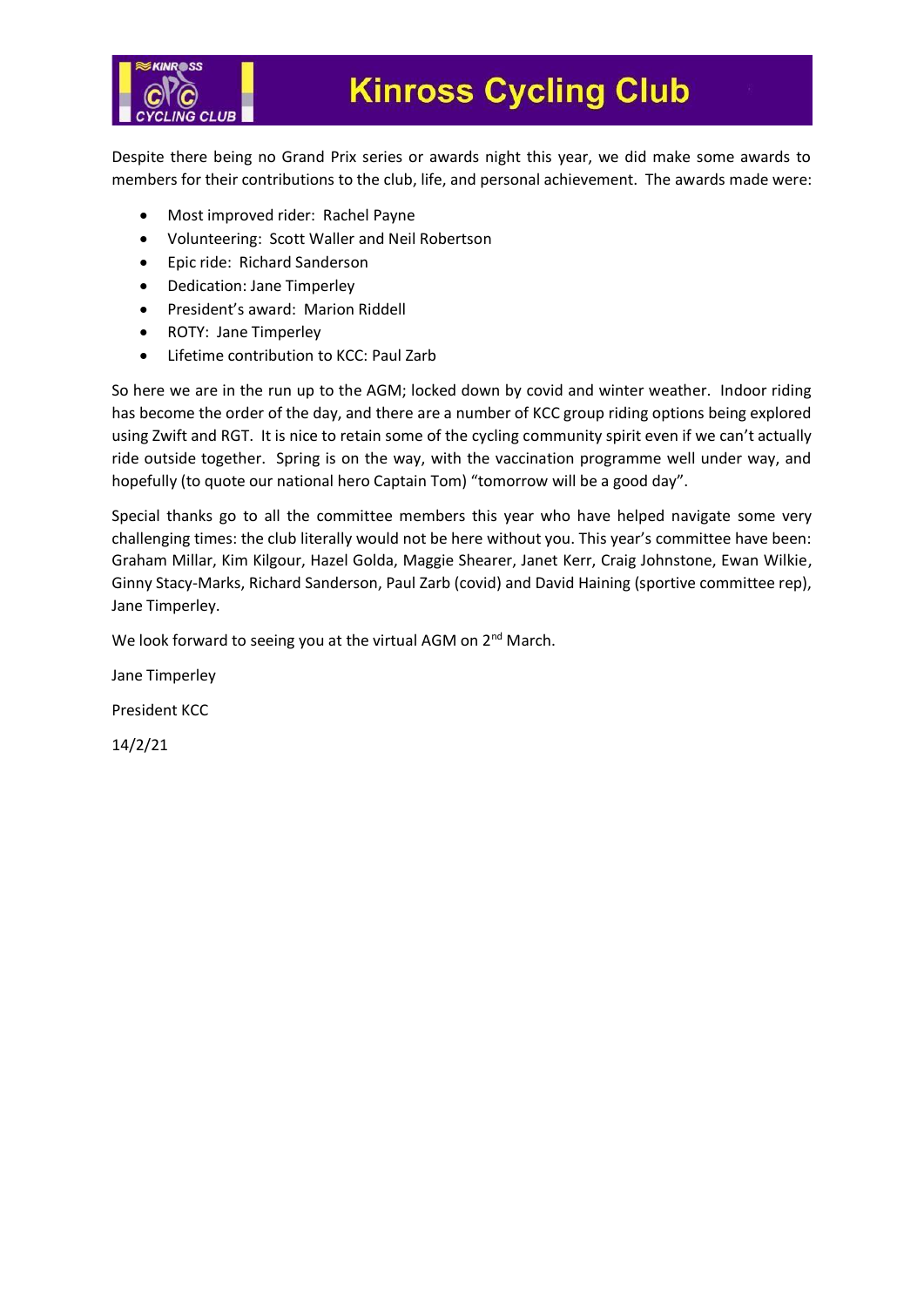# Kinross Cycling Club

Despite there being no Grand Prix series or awards night this year, we did make some awards to members for their contributions to the club, life, and personal achievement. The awards made were:

- Most improved rider: Rachel Payne
- Volunteering: Scott Waller and Neil Robertson
- Epic ride: Richard Sanderson
- Dedication: Jane Timperley
- President's award: Marion Riddell
- ROTY: Jane Timperley
- Lifetime contribution to KCC: Paul Zarb

So here we are in the run up to the AGM; locked down by covid and winter weather. Indoor riding has become the order of the day, and there are a number of KCC group riding options being explored using Zwift and RGT. It is nice to retain some of the cycling community spirit even if we can't actually ride outside together. Spring is on the way, with the vaccination programme well under way, and hopefully (to quote our national hero Captain Tom) "tomorrow will be a good day".

Special thanks go to all the committee members this year who have helped navigate some very challenging times: the club literally would not be here without you. This year's committee have been: Graham Millar, Kim Kilgour, Hazel Golda, Maggie Shearer, Janet Kerr, Craig Johnstone, Ewan Wilkie, Ginny Stacy-Marks, Richard Sanderson, Paul Zarb (covid) and David Haining (sportive committee rep), Jane Timperley.

We look forward to seeing you at the virtual AGM on 2nd March.

Jane Timperley

President KCC

14/2/21